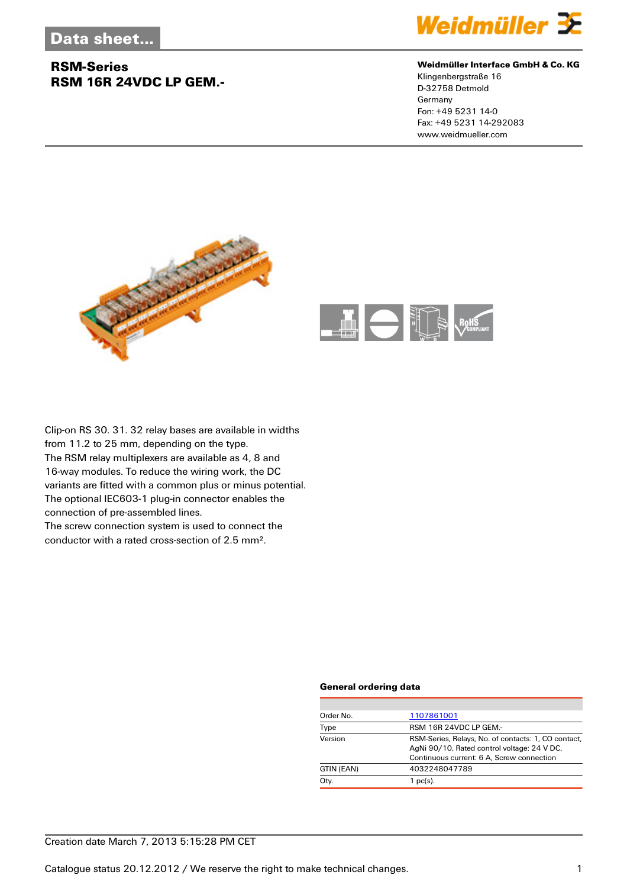# Data sheet...

## RSM-Series
## RSM 16R 24VDC LP GEM.-

**Weidmüller Interface GmbH & Co. KG**
Klingenbergstraße 16
D-32758 Detmold
Germany
Fon: +49 5231 14-0
Fax: +49 5231 14-292083
www.weidmueller.com

Clip-on RS 30. 31. 32 relay bases are available in widths from 11.2 to 25 mm, depending on the type.
The RSM relay multiplexers are available as 4, 8 and 16-way modules. To reduce the wiring work, the DC variants are fitted with a common plus or minus potential.
The optional IEC603-1 plug-in connector enables the connection of pre-assembled lines.
The screw connection system is used to connect the conductor with a rated cross-section of 2.5 mm².

### General ordering data

| | |
|---|---|
| Order No. | 1107861001 |
| Type | RSM 16R 24VDC LP GEM.- |
| Version | RSM-Series, Relays, No. of contacts: 1, CO contact, AgNi 90/10, Rated control voltage: 24 V DC, Continuous current: 6 A, Screw connection |
| GTIN (EAN) | 4032248047789 |
| Qty. | 1 pc(s). |

Creation date March 7, 2013 5:15:28 PM CET

Catalogue status 20.12.2012 / We reserve the right to make technical changes.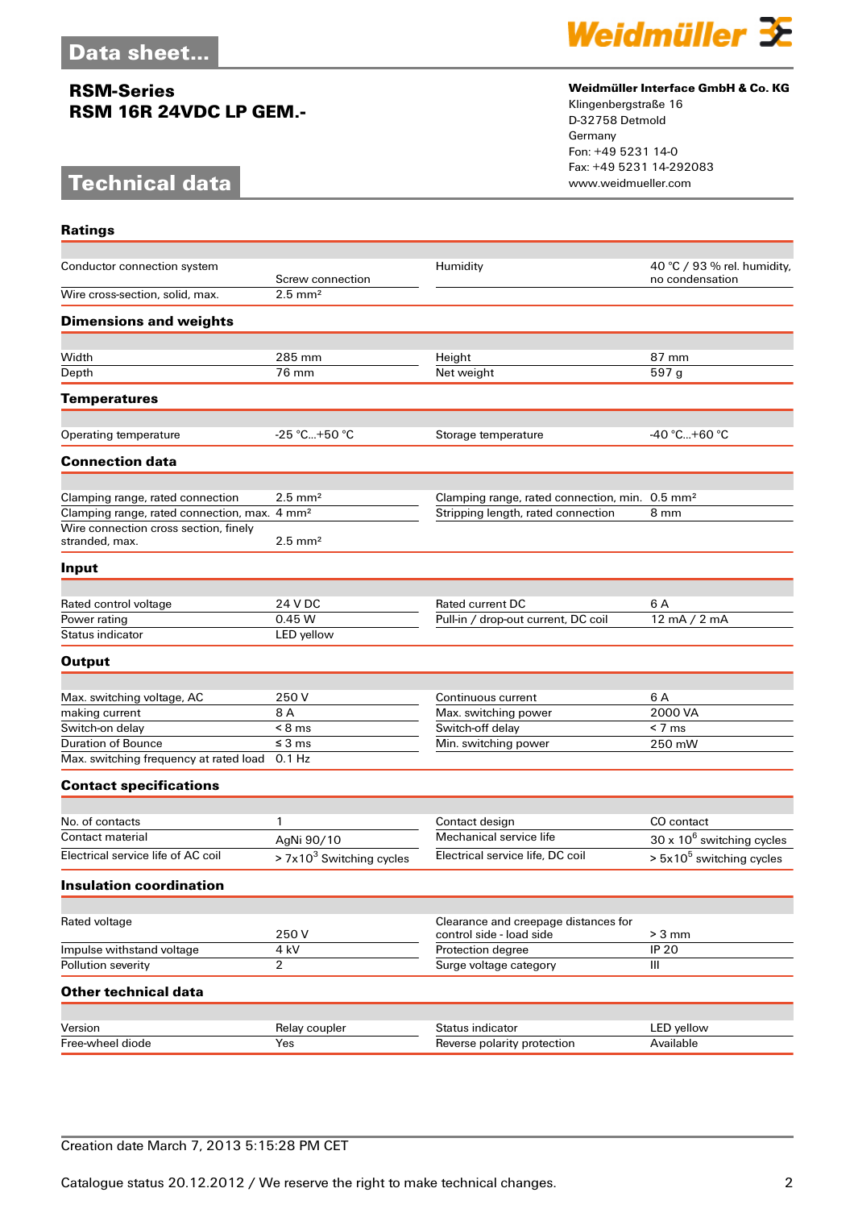## RSM-Series
## RSM 16R 24VDC LP GEM.-

**Weidmüller Interface GmbH & Co. KG**
Klingenbergstraße 16
D-32758 Detmold
Germany
Fon: +49 5231 14-0
Fax: +49 5231 14-292083
www.weidmueller.com

# Technical data

### Ratings

| | | | |
|---|---|---|---|
| Conductor connection system | Screw connection | Humidity | 40 °C / 93 % rel. humidity, no condensation |
| Wire cross-section, solid, max. | 2.5 mm² | | |

### Dimensions and weights

| | | | |
|---|---|---|---|
| Width | 285 mm | Height | 87 mm |
| Depth | 76 mm | Net weight | 597 g |

### Temperatures

| | | | |
|---|---|---|---|
| Operating temperature | -25 °C...+50 °C | Storage temperature | -40 °C...+60 °C |

### Connection data

| | | | |
|---|---|---|---|
| Clamping range, rated connection | 2.5 mm² | Clamping range, rated connection, min. | 0.5 mm² |
| Clamping range, rated connection, max. | 4 mm² | Stripping length, rated connection | 8 mm |
| Wire connection cross section, finely stranded, max. | 2.5 mm² | | |

### Input

| | | | |
|---|---|---|---|
| Rated control voltage | 24 V DC | Rated current DC | 6 A |
| Power rating | 0.45 W | Pull-in / drop-out current, DC coil | 12 mA / 2 mA |
| Status indicator | LED yellow | | |

### Output

| | | | |
|---|---|---|---|
| Max. switching voltage, AC | 250 V | Continuous current | 6 A |
| making current | 8 A | Max. switching power | 2000 VA |
| Switch-on delay | < 8 ms | Switch-off delay | < 7 ms |
| Duration of Bounce | ≤ 3 ms | Min. switching power | 250 mW |
| Max. switching frequency at rated load | 0.1 Hz | | |

### Contact specifications

| | | | |
|---|---|---|---|
| No. of contacts | 1 | Contact design | CO contact |
| Contact material | AgNi 90/10 | Mechanical service life | 30 x $10^6$ switching cycles |
| Electrical service life of AC coil | > 7x$10^3$ Switching cycles | Electrical service life, DC coil | > 5x$10^5$ switching cycles |

### Insulation coordination

| | | | |
|---|---|---|---|
| Rated voltage | 250 V | Clearance and creepage distances for control side - load side | > 3 mm |
| Impulse withstand voltage | 4 kV | Protection degree | IP 20 |
| Pollution severity | 2 | Surge voltage category | III |

### Other technical data

| | | | |
|---|---|---|---|
| Version | Relay coupler | Status indicator | LED yellow |
| Free-wheel diode | Yes | Reverse polarity protection | Available |

Creation date March 7, 2013 5:15:28 PM CET

Catalogue status 20.12.2012 / We reserve the right to make technical changes.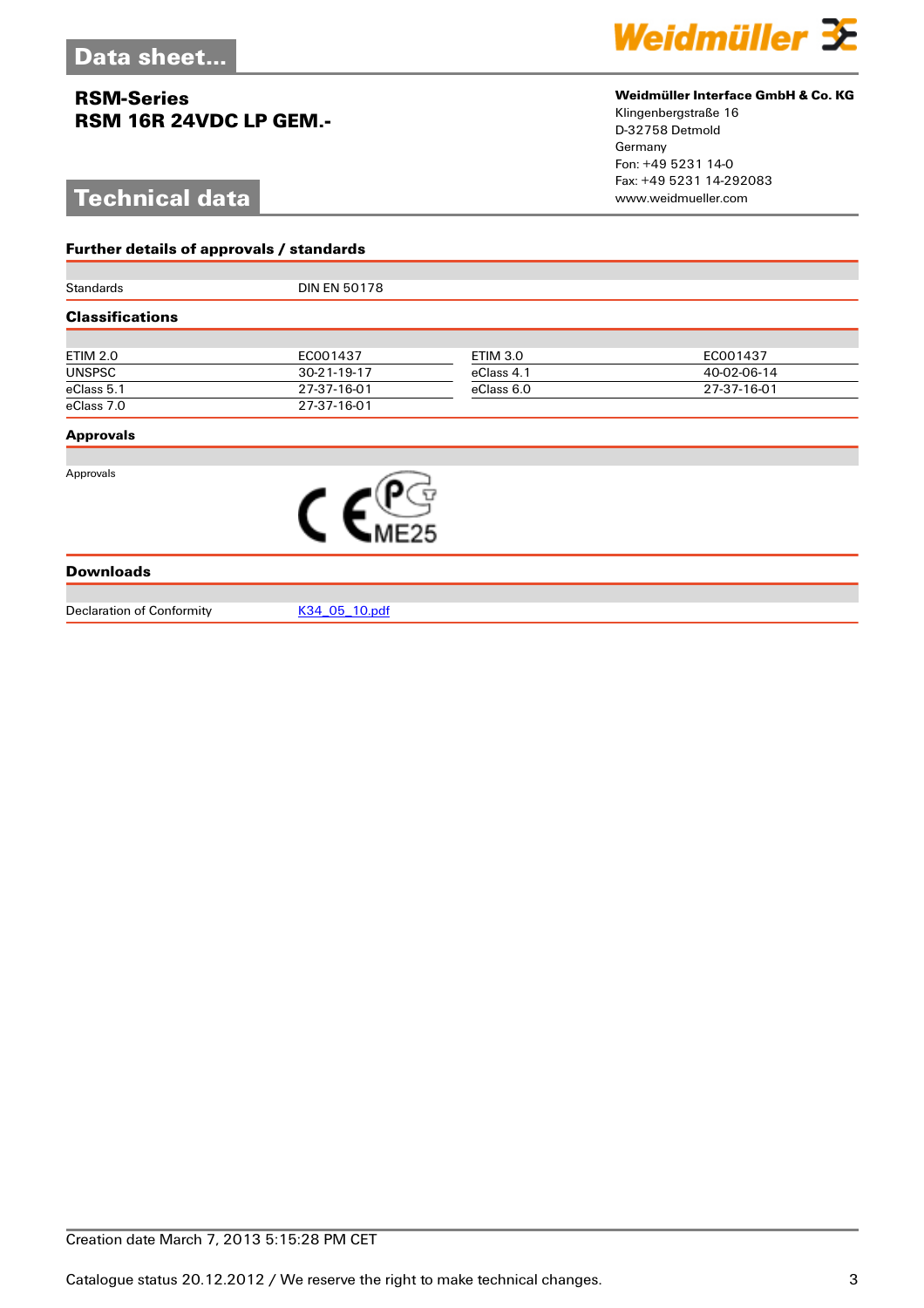# Data sheet...

**RSM-Series**
**RSM 16R 24VDC LP GEM.-**

**Weidmüller Interface GmbH & Co. KG**
Klingenbergstraße 16
D-32758 Detmold
Germany
Fon: +49 5231 14-0
Fax: +49 5231 14-292083
www.weidmueller.com

# Technical data

## Further details of approvals / standards

| | |
|---|---|
| Standards | DIN EN 50178 |

## Classifications

| | | | |
|---|---|---|---|
| ETIM 2.0 | EC001437 | ETIM 3.0 | EC001437 |
| UNSPSC | 30-21-19-17 | eClass 4.1 | 40-02-06-14 |
| eClass 5.1 | 27-37-16-01 | eClass 6.0 | 27-37-16-01 |
| eClass 7.0 | 27-37-16-01 | | |

## Approvals

Approvals

CE PCT ME25

## Downloads

| | |
|---|---|
| Declaration of Conformity | K34_05_10.pdf |

Creation date March 7, 2013 5:15:28 PM CET

Catalogue status 20.12.2012 / We reserve the right to make technical changes.